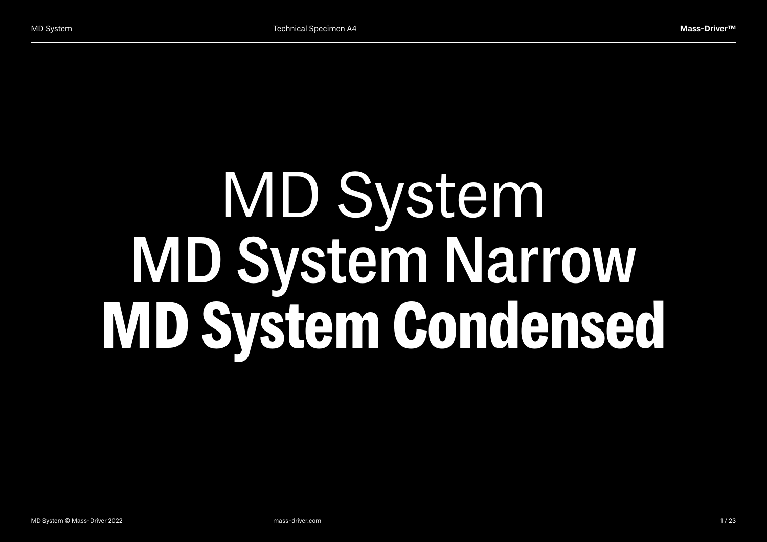# MD System
# MD System Narrow
# **MD System Condensed**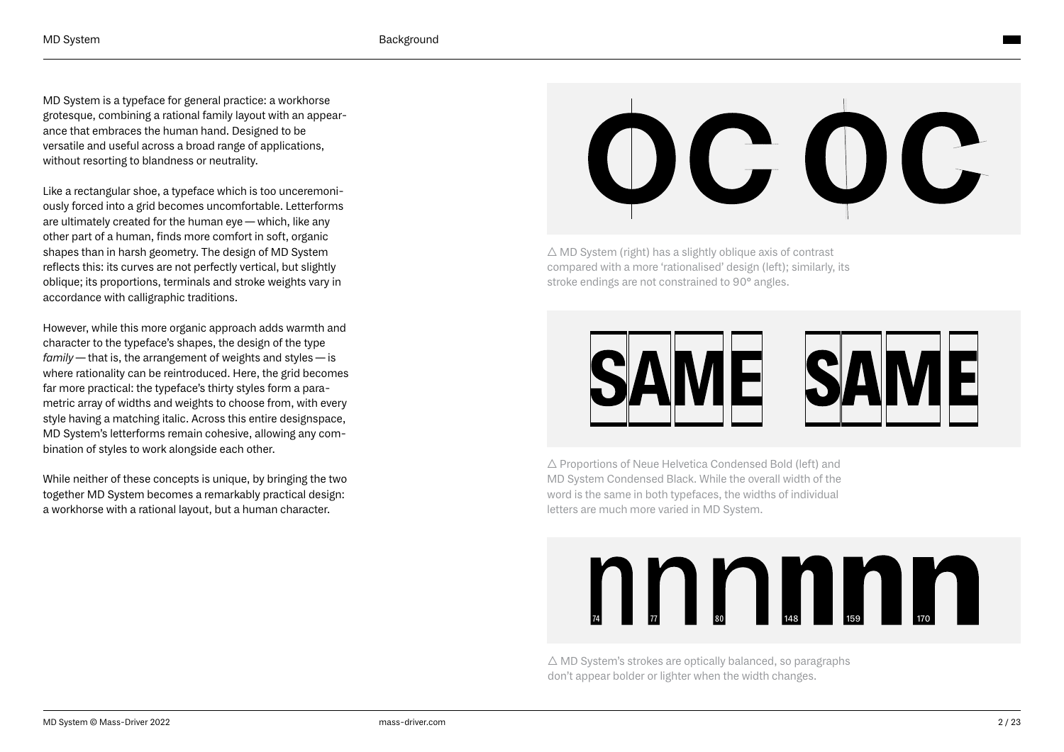MD System is a typeface for general practice: a workhorse grotesque, combining a rational family layout with an appearance that embraces the human hand. Designed to be versatile and useful across a broad range of applications, without resorting to blandness or neutrality.

Like a rectangular shoe, a typeface which is too unceremoniously forced into a grid becomes uncomfortable. Letterforms are ultimately created for the human eye — which, like any other part of a human, finds more comfort in soft, organic shapes than in harsh geometry. The design of MD System reflects this: its curves are not perfectly vertical, but slightly oblique; its proportions, terminals and stroke weights vary in accordance with calligraphic traditions.

However, while this more organic approach adds warmth and character to the typeface's shapes, the design of the type *family* — that is, the arrangement of weights and styles — is where rationality can be reintroduced. Here, the grid becomes far more practical: the typeface's thirty styles form a parametric array of widths and weights to choose from, with every style having a matching italic. Across this entire designspace, MD System's letterforms remain cohesive, allowing any combination of styles to work alongside each other.

While neither of these concepts is unique, by bringing the two together MD System becomes a remarkably practical design: a workhorse with a rational layout, but a human character.

△ MD System (right) has a slightly oblique axis of contrast compared with a more 'rationalised' design (left); similarly, its stroke endings are not constrained to 90° angles.

△ Proportions of Neue Helvetica Condensed Bold (left) and MD System Condensed Black. While the overall width of the word is the same in both typefaces, the widths of individual letters are much more varied in MD System.

△ MD System's strokes are optically balanced, so paragraphs don't appear bolder or lighter when the width changes.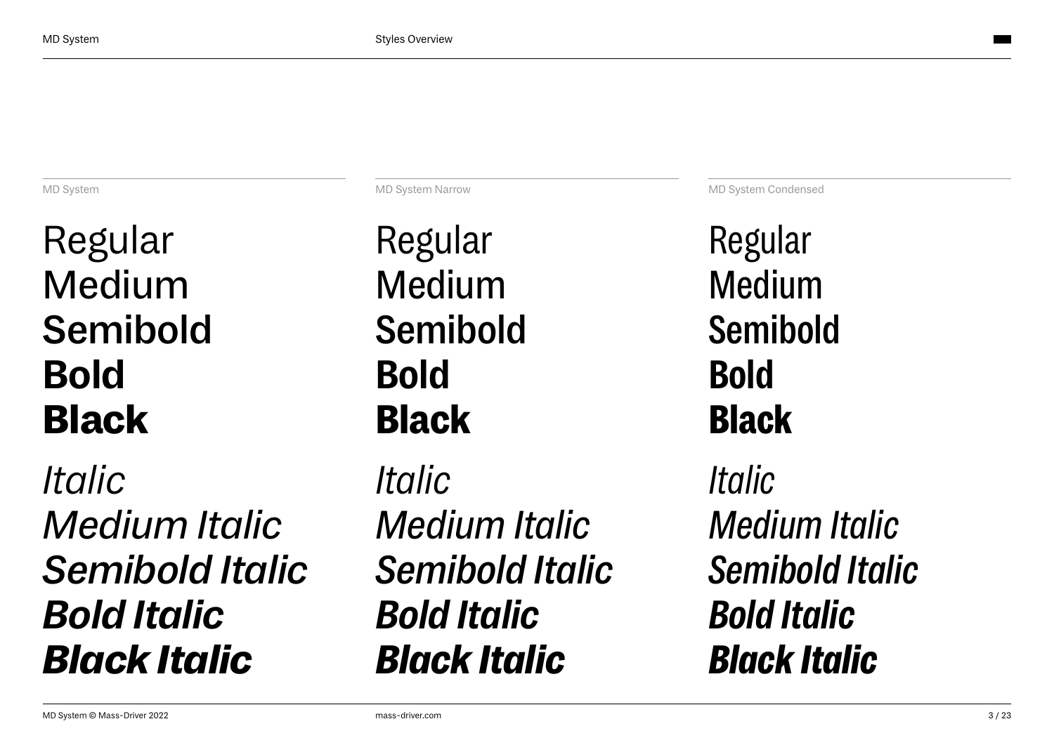Styles Overview

MD System

Regular
Medium
**Semibold**
**Bold**
**Black**

*Italic*
*Medium Italic*
***Semibold Italic***
***Bold Italic***
***Black Italic***

MD System Narrow

Regular
Medium
**Semibold**
**Bold**
**Black**

*Italic*
*Medium Italic*
***Semibold Italic***
***Bold Italic***
***Black Italic***

MD System Condensed

Regular
Medium
**Semibold**
**Bold**
**Black**

*Italic*
*Medium Italic*
***Semibold Italic***
***Bold Italic***
***Black Italic***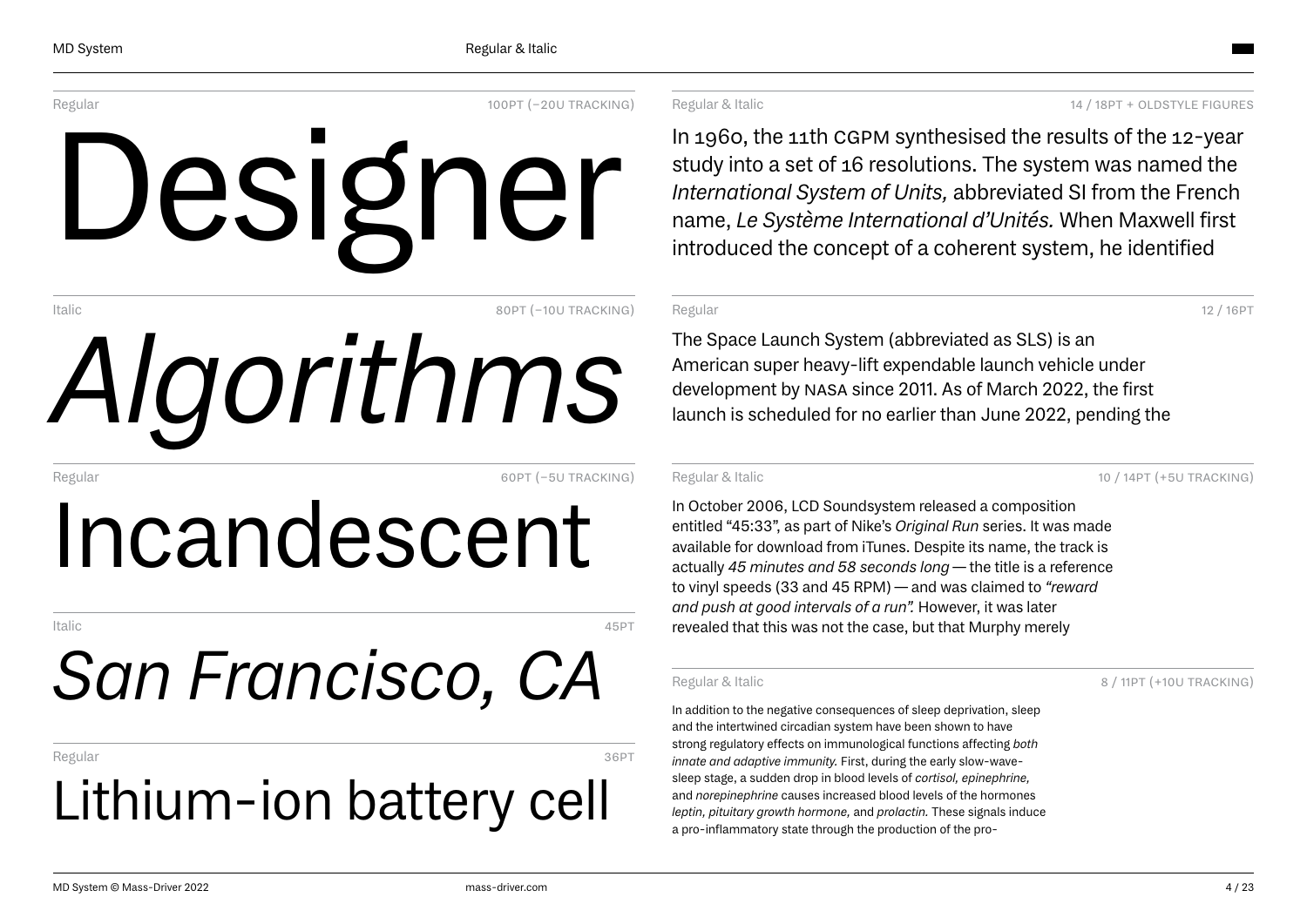Regular — 100PT (−20U TRACKING)

Designer

Italic — 80PT (−10U TRACKING)

*Algorithms*

Regular — 60PT (−5U TRACKING)

Incandescent

Italic — 45PT

*San Francisco, CA*

Regular — 36PT

Lithium-ion battery cell

Regular & Italic — 14 / 18PT + OLDSTYLE FIGURES

In 1960, the 11th CGPM synthesised the results of the 12-year study into a set of 16 resolutions. The system was named the *International System of Units,* abbreviated SI from the French name, *Le Système International d'Unités.* When Maxwell first introduced the concept of a coherent system, he identified

Regular — 12 / 16PT

The Space Launch System (abbreviated as SLS) is an American super heavy-lift expendable launch vehicle under development by NASA since 2011. As of March 2022, the first launch is scheduled for no earlier than June 2022, pending the

Regular & Italic — 10 / 14PT (+5U TRACKING)

In October 2006, LCD Soundsystem released a composition entitled "45:33", as part of Nike's *Original Run* series. It was made available for download from iTunes. Despite its name, the track is actually *45 minutes and 58 seconds long* — the title is a reference to vinyl speeds (33 and 45 RPM) — and was claimed to *"reward and push at good intervals of a run".* However, it was later revealed that this was not the case, but that Murphy merely

Regular & Italic — 8 / 11PT (+10U TRACKING)

In addition to the negative consequences of sleep deprivation, sleep and the intertwined circadian system have been shown to have strong regulatory effects on immunological functions affecting *both innate and adaptive immunity.* First, during the early slow-wave-sleep stage, a sudden drop in blood levels of *cortisol, epinephrine,* and *norepinephrine* causes increased blood levels of the hormones *leptin, pituitary growth hormone,* and *prolactin.* These signals induce a pro-inflammatory state through the production of the pro-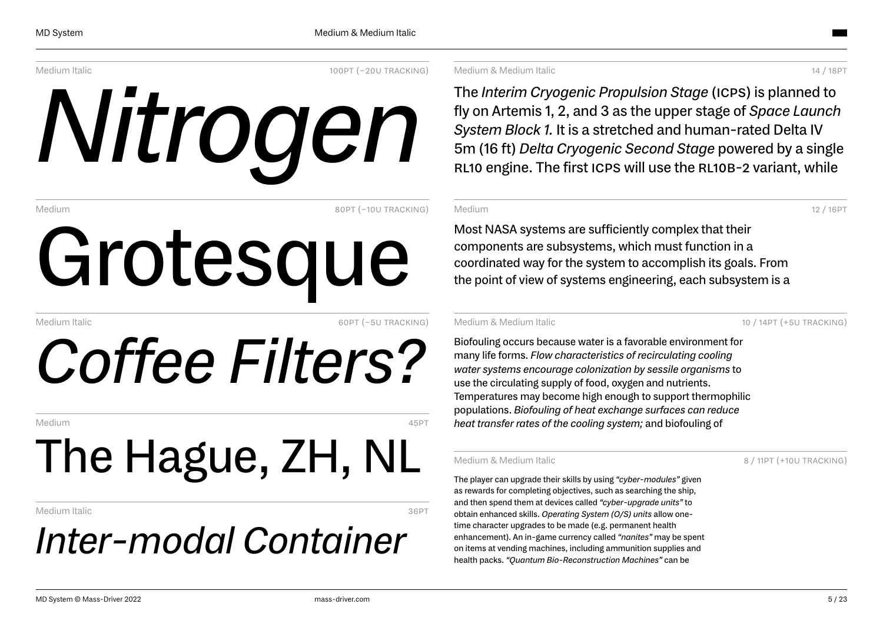Medium Italic — 100PT (−20U TRACKING)

*Nitrogen*

Medium — 80PT (−10U TRACKING)

Grotesque

Medium Italic — 60PT (−5U TRACKING)

*Coffee Filters?*

Medium — 45PT

The Hague, ZH, NL

Medium Italic — 36PT

*Inter-modal Container*

Medium & Medium Italic — 14 / 18PT

The *Interim Cryogenic Propulsion Stage* (ICPS) is planned to fly on Artemis 1, 2, and 3 as the upper stage of *Space Launch System Block 1.* It is a stretched and human-rated Delta IV 5m (16 ft) *Delta Cryogenic Second Stage* powered by a single RL10 engine. The first ICPS will use the RL10B-2 variant, while

Medium — 12 / 16PT

Most NASA systems are sufficiently complex that their components are subsystems, which must function in a coordinated way for the system to accomplish its goals. From the point of view of systems engineering, each subsystem is a

Medium & Medium Italic — 10 / 14PT (+5U TRACKING)

Biofouling occurs because water is a favorable environment for many life forms. *Flow characteristics of recirculating cooling water systems encourage colonization by sessile organisms* to use the circulating supply of food, oxygen and nutrients. Temperatures may become high enough to support thermophilic populations. *Biofouling of heat exchange surfaces can reduce heat transfer rates of the cooling system;* and biofouling of

Medium & Medium Italic — 8 / 11PT (+10U TRACKING)

The player can upgrade their skills by using *"cyber-modules"* given as rewards for completing objectives, such as searching the ship, and then spend them at devices called *"cyber-upgrade units"* to obtain enhanced skills. *Operating System (O/S) units* allow one-time character upgrades to be made (e.g. permanent health enhancement). An in-game currency called *"nanites"* may be spent on items at vending machines, including ammunition supplies and health packs. *"Quantum Bio-Reconstruction Machines"* can be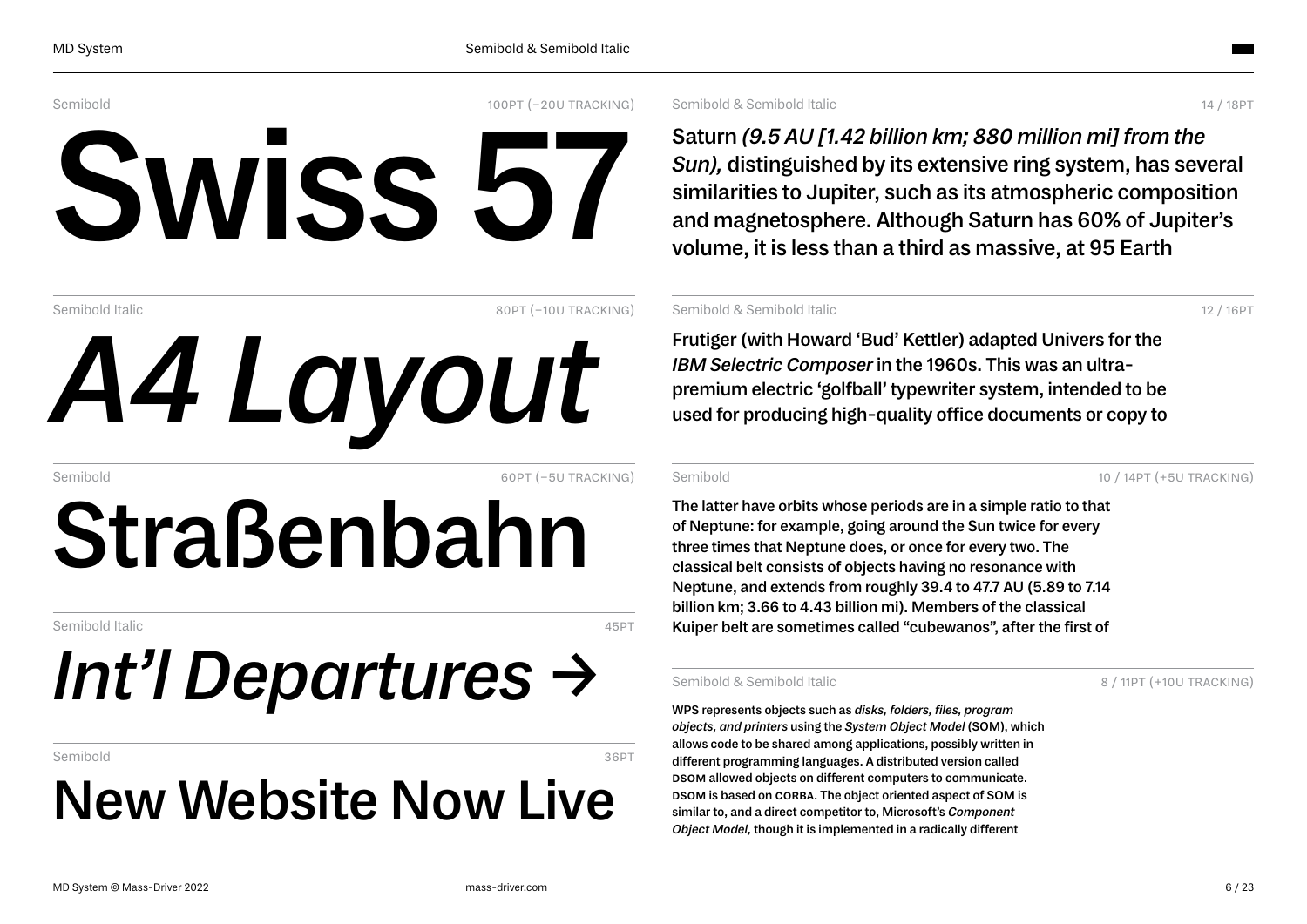Semibold — 100PT (−20U TRACKING)

# Swiss 57

Semibold Italic — 80PT (−10U TRACKING)

# *A4 Layout*

Semibold — 60PT (−5U TRACKING)

# Straßenbahn

Semibold Italic — 45PT

## *Int'l Departures →*

Semibold — 36PT

## New Website Now Live

Semibold & Semibold Italic — 14 / 18PT

Saturn *(9.5 AU [1.42 billion km; 880 million mi] from the Sun),* distinguished by its extensive ring system, has several similarities to Jupiter, such as its atmospheric composition and magnetosphere. Although Saturn has 60% of Jupiter's volume, it is less than a third as massive, at 95 Earth

Semibold & Semibold Italic — 12 / 16PT

Frutiger (with Howard 'Bud' Kettler) adapted Univers for the *IBM Selectric Composer* in the 1960s. This was an ultra-premium electric 'golfball' typewriter system, intended to be used for producing high-quality office documents or copy to

Semibold — 10 / 14PT (+5U TRACKING)

The latter have orbits whose periods are in a simple ratio to that of Neptune: for example, going around the Sun twice for every three times that Neptune does, or once for every two. The classical belt consists of objects having no resonance with Neptune, and extends from roughly 39.4 to 47.7 AU (5.89 to 7.14 billion km; 3.66 to 4.43 billion mi). Members of the classical Kuiper belt are sometimes called "cubewanos", after the first of

Semibold & Semibold Italic — 8 / 11PT (+10U TRACKING)

WPS represents objects such as *disks, folders, files, program objects, and printers* using the *System Object Model* (SOM), which allows code to be shared among applications, possibly written in different programming languages. A distributed version called DSOM allowed objects on different computers to communicate. DSOM is based on CORBA. The object oriented aspect of SOM is similar to, and a direct competitor to, Microsoft's *Component Object Model,* though it is implemented in a radically different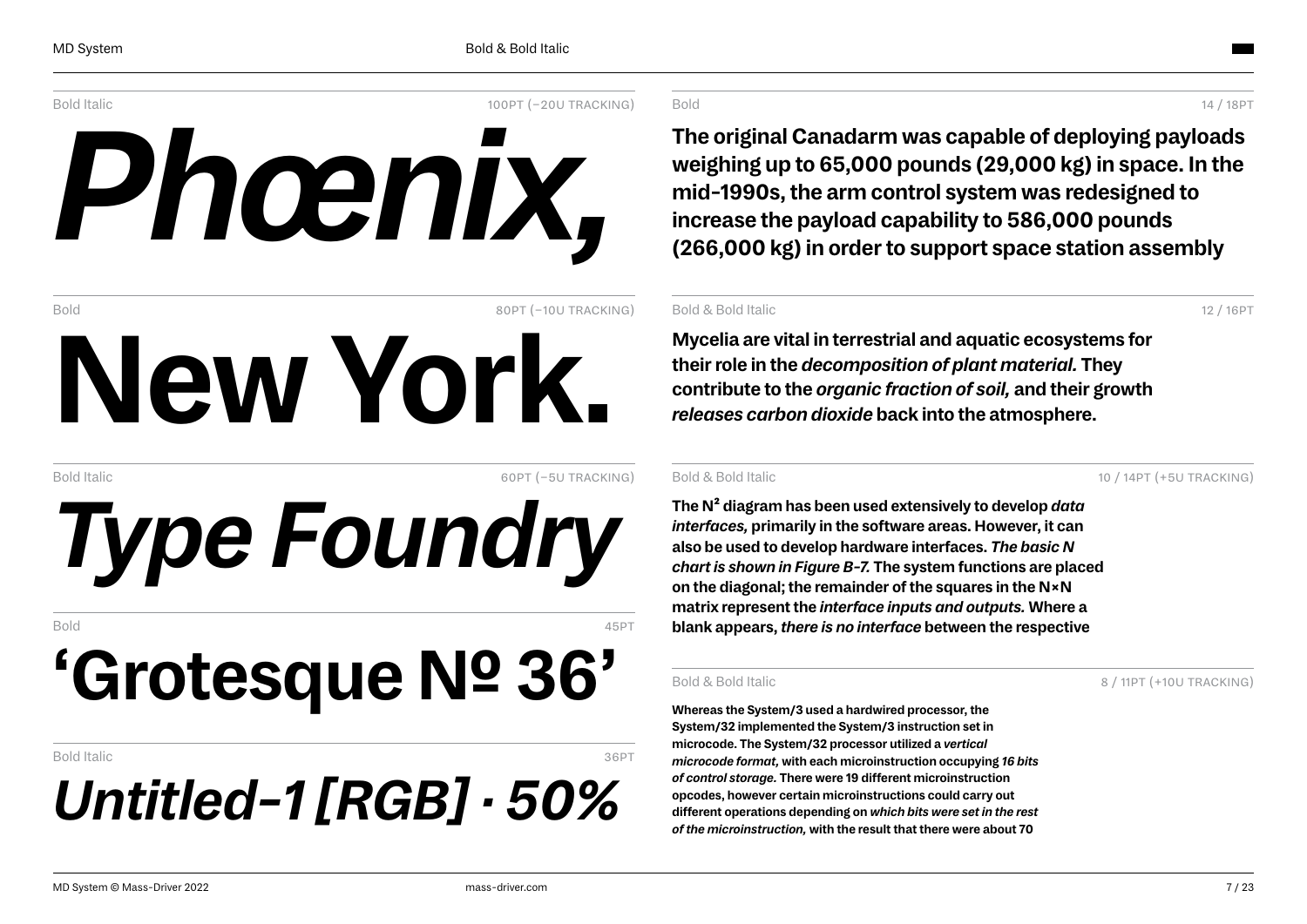Bold Italic — 100PT (−20U TRACKING)

***Phœnix,***

Bold — 80PT (−10U TRACKING)

**New York.**

Bold Italic — 60PT (−5U TRACKING)

***Type Foundry***

Bold — 45PT

**‘Grotesque № 36’**

Bold Italic — 36PT

***Untitled-1 [RGB] · 50%***

Bold — 14 / 18PT

**The original Canadarm was capable of deploying payloads weighing up to 65,000 pounds (29,000 kg) in space. In the mid-1990s, the arm control system was redesigned to increase the payload capability to 586,000 pounds (266,000 kg) in order to support space station assembly**

Bold & Bold Italic — 12 / 16PT

**Mycelia are vital in terrestrial and aquatic ecosystems for their role in the *decomposition of plant material.* They contribute to the *organic fraction of soil,* and their growth *releases carbon dioxide* back into the atmosphere.**

Bold & Bold Italic — 10 / 14PT (+5U TRACKING)

**The N² diagram has been used extensively to develop *data interfaces,* primarily in the software areas. However, it can also be used to develop hardware interfaces. *The basic N chart is shown in Figure B-7.* The system functions are placed on the diagonal; the remainder of the squares in the N×N matrix represent the *interface inputs and outputs.* Where a blank appears, *there is no interface* between the respective**

Bold & Bold Italic — 8 / 11PT (+10U TRACKING)

**Whereas the System/3 used a hardwired processor, the System/32 implemented the System/3 instruction set in microcode. The System/32 processor utilized a *vertical microcode format,* with each microinstruction occupying *16 bits of control storage.* There were 19 different microinstruction opcodes, however certain microinstructions could carry out different operations depending on *which bits were set in the rest of the microinstruction,* with the result that there were about 70**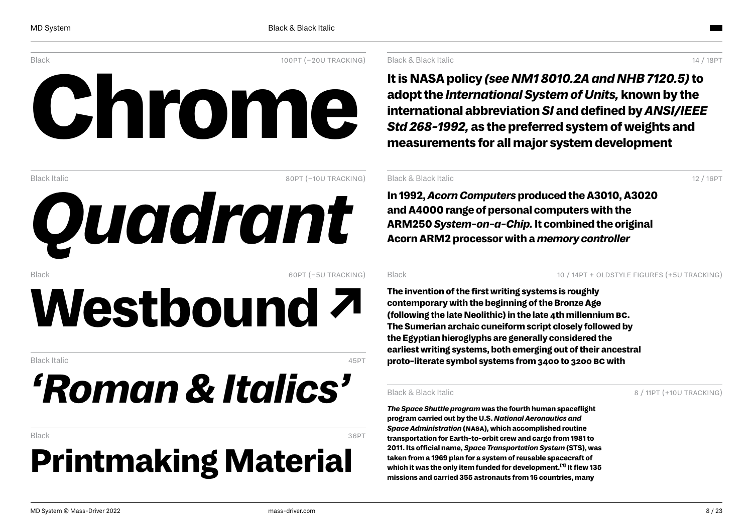Black — 100PT (−20U TRACKING)

# Chrome

Black Italic — 80PT (−10U TRACKING)

# *Quadrant*

Black — 60PT (−5U TRACKING)

# Westbound ↗

Black Italic — 45PT

# *‘Roman & Italics’*

Black — 36PT

# Printmaking Material

Black & Black Italic — 14 / 18PT

**It is NASA policy *(see NM1 8010.2A and NHB 7120.5)* to adopt the *International System of Units,* known by the international abbreviation *SI* and defined by *ANSI/IEEE Std 268-1992,* as the preferred system of weights and measurements for all major system development**

Black & Black Italic — 12 / 16PT

**In 1992, *Acorn Computers* produced the A3010, A3020 and A4000 range of personal computers with the ARM250 *System-on-a-Chip.* It combined the original Acorn ARM2 processor with a *memory controller***

Black — 10 / 14PT + OLDSTYLE FIGURES (+5U TRACKING)

**The invention of the first writing systems is roughly contemporary with the beginning of the Bronze Age (following the late Neolithic) in the late 4th millennium BC. The Sumerian archaic cuneiform script closely followed by the Egyptian hieroglyphs are generally considered the earliest writing systems, both emerging out of their ancestral proto-literate symbol systems from 3400 to 3200 BC with**

Black & Black Italic — 8 / 11PT (+10U TRACKING)

***The Space Shuttle program* was the fourth human spaceflight program carried out by the U.S. *National Aeronautics and Space Administration* (NASA), which accomplished routine transportation for Earth-to-orbit crew and cargo from 1981 to 2011. Its official name, *Space Transportation System* (STS), was taken from a 1969 plan for a system of reusable spacecraft of which it was the only item funded for development.[1] It flew 135 missions and carried 355 astronauts from 16 countries, many**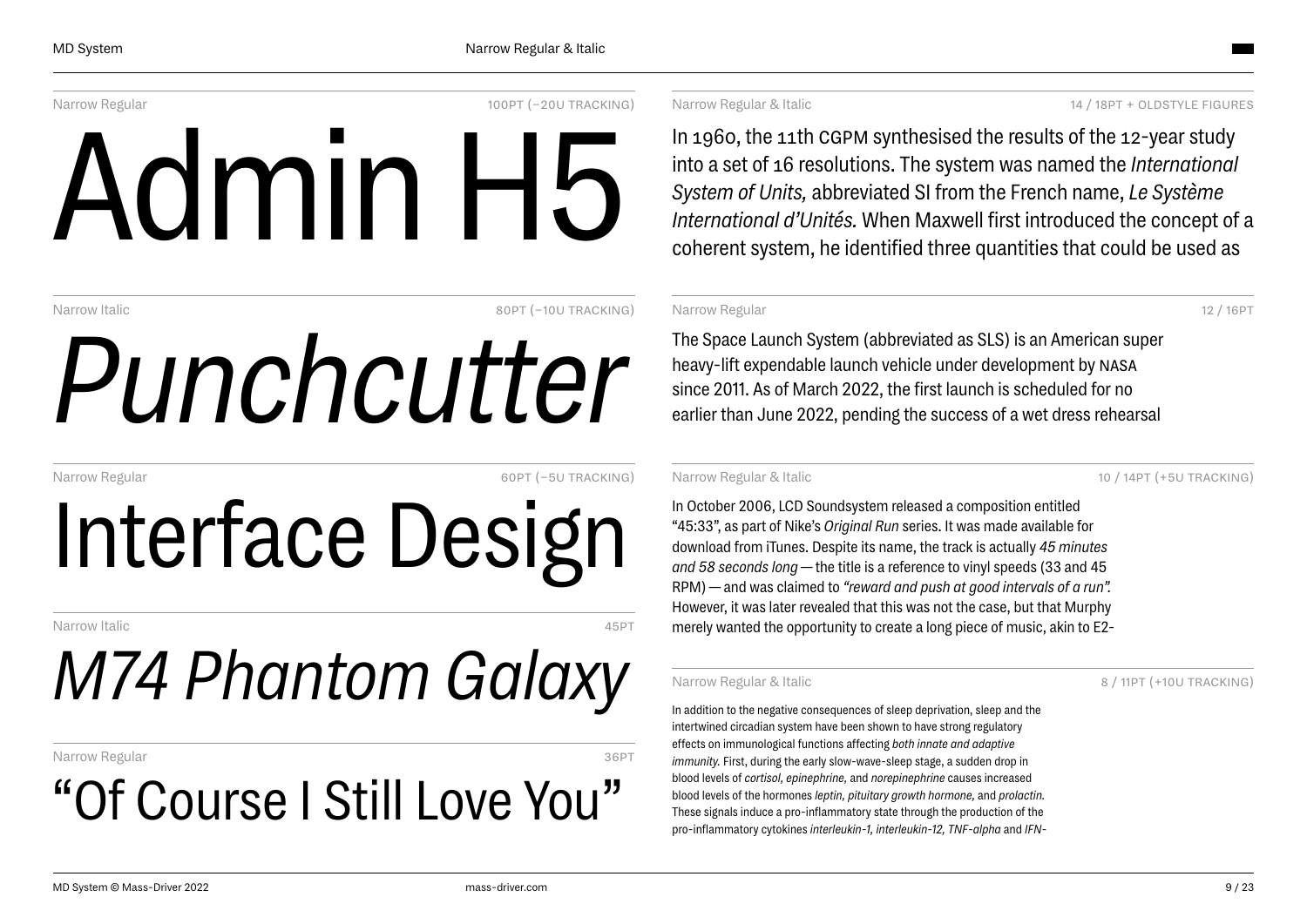Narrow Regular — 100PT (−20U TRACKING)

# Admin H5

Narrow Italic — 80PT (−10U TRACKING)

# *Punchcutter*

Narrow Regular — 60PT (−5U TRACKING)

# Interface Design

Narrow Italic — 45PT

# *M74 Phantom Galaxy*

Narrow Regular — 36PT

# “Of Course I Still Love You”

Narrow Regular & Italic — 14 / 18PT + OLDSTYLE FIGURES

In 1960, the 11th CGPM synthesised the results of the 12-year study into a set of 16 resolutions. The system was named the *International System of Units,* abbreviated SI from the French name, *Le Système International d’Unités.* When Maxwell first introduced the concept of a coherent system, he identified three quantities that could be used as

Narrow Regular — 12 / 16PT

The Space Launch System (abbreviated as SLS) is an American super heavy-lift expendable launch vehicle under development by NASA since 2011. As of March 2022, the first launch is scheduled for no earlier than June 2022, pending the success of a wet dress rehearsal

Narrow Regular & Italic — 10 / 14PT (+5U TRACKING)

In October 2006, LCD Soundsystem released a composition entitled “45:33”, as part of Nike’s *Original Run* series. It was made available for download from iTunes. Despite its name, the track is actually *45 minutes and 58 seconds long* — the title is a reference to vinyl speeds (33 and 45 RPM) — and was claimed to *“reward and push at good intervals of a run”.* However, it was later revealed that this was not the case, but that Murphy merely wanted the opportunity to create a long piece of music, akin to E2-

Narrow Regular & Italic — 8 / 11PT (+10U TRACKING)

In addition to the negative consequences of sleep deprivation, sleep and the intertwined circadian system have been shown to have strong regulatory effects on immunological functions affecting *both innate and adaptive immunity.* First, during the early slow-wave-sleep stage, a sudden drop in blood levels of *cortisol, epinephrine,* and *norepinephrine* causes increased blood levels of the hormones *leptin, pituitary growth hormone,* and *prolactin.* These signals induce a pro-inflammatory state through the production of the pro-inflammatory cytokines *interleukin-1, interleukin-12, TNF-alpha* and *IFN-*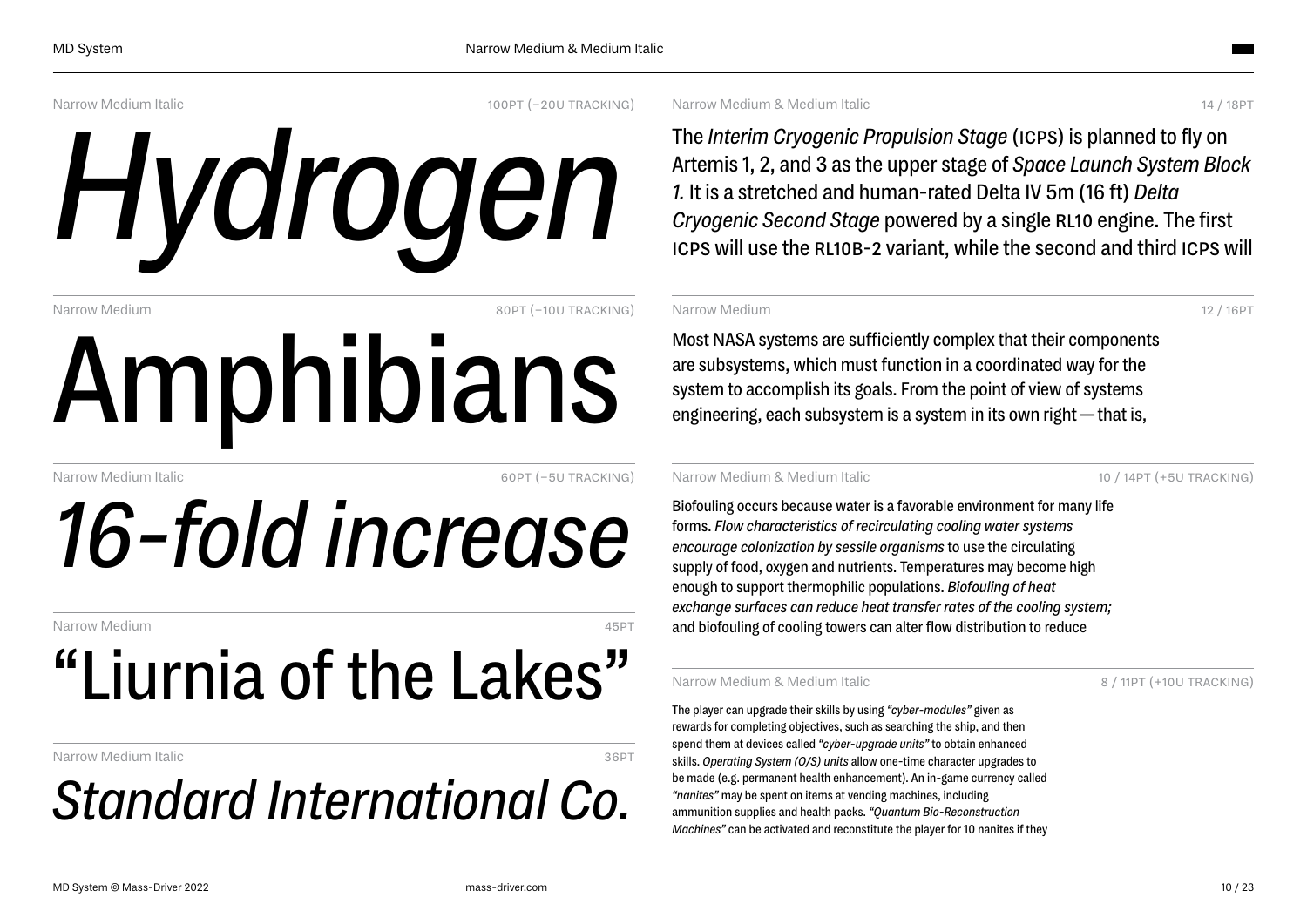Narrow Medium Italic — 100PT (−20U TRACKING)

*Hydrogen*

Narrow Medium — 80PT (−10U TRACKING)

Amphibians

Narrow Medium Italic — 60PT (−5U TRACKING)

*16-fold increase*

Narrow Medium — 45PT

“Liurnia of the Lakes”

Narrow Medium Italic — 36PT

*Standard International Co.*

Narrow Medium & Medium Italic — 14 / 18PT

The *Interim Cryogenic Propulsion Stage* (ICPS) is planned to fly on Artemis 1, 2, and 3 as the upper stage of *Space Launch System Block 1.* It is a stretched and human-rated Delta IV 5m (16 ft) *Delta Cryogenic Second Stage* powered by a single RL10 engine. The first ICPS will use the RL10B-2 variant, while the second and third ICPS will

Narrow Medium — 12 / 16PT

Most NASA systems are sufficiently complex that their components are subsystems, which must function in a coordinated way for the system to accomplish its goals. From the point of view of systems engineering, each subsystem is a system in its own right — that is,

Narrow Medium & Medium Italic — 10 / 14PT (+5U TRACKING)

Biofouling occurs because water is a favorable environment for many life forms. *Flow characteristics of recirculating cooling water systems encourage colonization by sessile organisms* to use the circulating supply of food, oxygen and nutrients. Temperatures may become high enough to support thermophilic populations. *Biofouling of heat exchange surfaces can reduce heat transfer rates of the cooling system;* and biofouling of cooling towers can alter flow distribution to reduce

Narrow Medium & Medium Italic — 8 / 11PT (+10U TRACKING)

The player can upgrade their skills by using *“cyber-modules”* given as rewards for completing objectives, such as searching the ship, and then spend them at devices called *“cyber-upgrade units”* to obtain enhanced skills. *Operating System (O/S) units* allow one-time character upgrades to be made (e.g. permanent health enhancement). An in-game currency called *“nanites”* may be spent on items at vending machines, including ammunition supplies and health packs. *“Quantum Bio-Reconstruction Machines”* can be activated and reconstitute the player for 10 nanites if they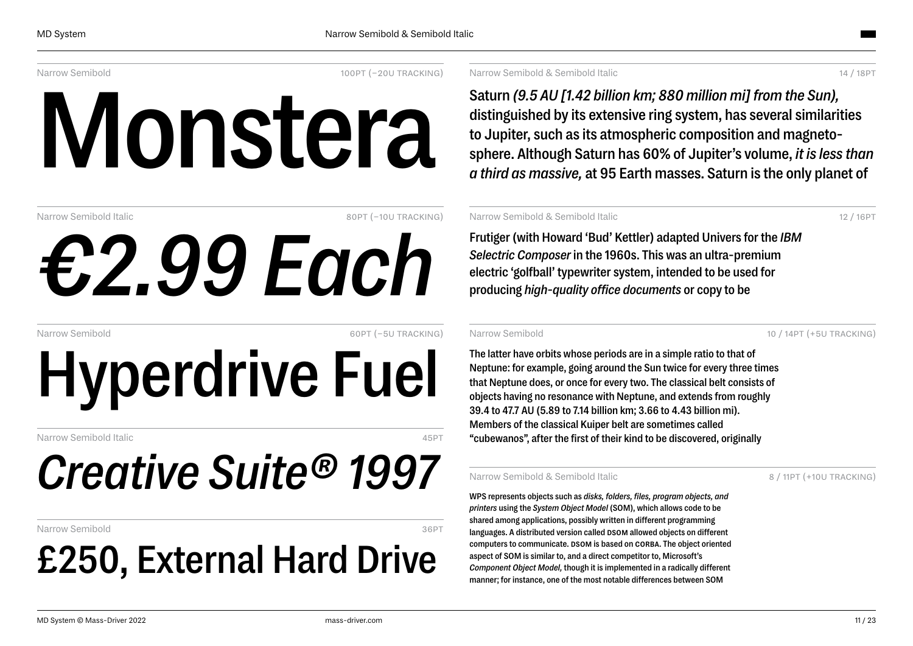Narrow Semibold — 100PT (−20U TRACKING)

# Monstera

Narrow Semibold Italic — 80PT (−10U TRACKING)

# *€2.99 Each*

Narrow Semibold — 60PT (−5U TRACKING)

# Hyperdrive Fuel

Narrow Semibold Italic — 45PT

## *Creative Suite® 1997*

Narrow Semibold — 36PT

## £250, External Hard Drive

Narrow Semibold & Semibold Italic — 14 / 18PT

Saturn *(9.5 AU [1.42 billion km; 880 million mi] from the Sun),* distinguished by its extensive ring system, has several similarities to Jupiter, such as its atmospheric composition and magneto-sphere. Although Saturn has 60% of Jupiter's volume, *it is less than a third as massive,* at 95 Earth masses. Saturn is the only planet of

Narrow Semibold & Semibold Italic — 12 / 16PT

Frutiger (with Howard 'Bud' Kettler) adapted Univers for the *IBM Selectric Composer* in the 1960s. This was an ultra-premium electric 'golfball' typewriter system, intended to be used for producing *high-quality office documents* or copy to be

Narrow Semibold — 10 / 14PT (+5U TRACKING)

The latter have orbits whose periods are in a simple ratio to that of Neptune: for example, going around the Sun twice for every three times that Neptune does, or once for every two. The classical belt consists of objects having no resonance with Neptune, and extends from roughly 39.4 to 47.7 AU (5.89 to 7.14 billion km; 3.66 to 4.43 billion mi). Members of the classical Kuiper belt are sometimes called "cubewanos", after the first of their kind to be discovered, originally

Narrow Semibold & Semibold Italic — 8 / 11PT (+10U TRACKING)

WPS represents objects such as *disks, folders, files, program objects, and printers* using the *System Object Model* (SOM), which allows code to be shared among applications, possibly written in different programming languages. A distributed version called DSOM allowed objects on different computers to communicate. DSOM is based on CORBA. The object oriented aspect of SOM is similar to, and a direct competitor to, Microsoft's *Component Object Model,* though it is implemented in a radically different manner; for instance, one of the most notable differences between SOM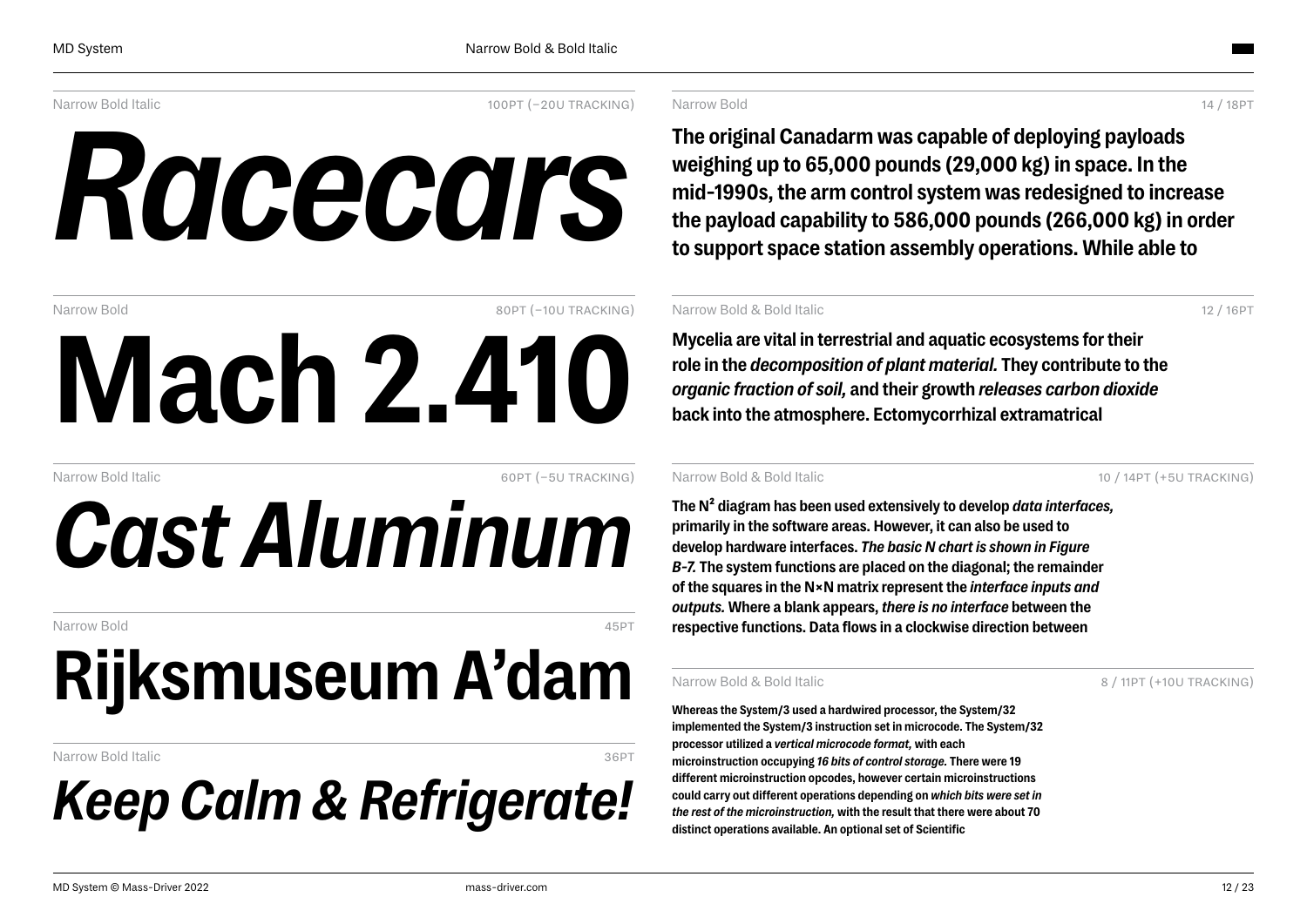Narrow Bold Italic — 100PT (−20U TRACKING)

***Racecars***

Narrow Bold — 80PT (−10U TRACKING)

**Mach 2.410**

Narrow Bold Italic — 60PT (−5U TRACKING)

***Cast Aluminum***

Narrow Bold — 45PT

**Rijksmuseum A'dam**

Narrow Bold Italic — 36PT

***Keep Calm & Refrigerate!***

Narrow Bold — 14 / 18PT

**The original Canadarm was capable of deploying payloads weighing up to 65,000 pounds (29,000 kg) in space. In the mid-1990s, the arm control system was redesigned to increase the payload capability to 586,000 pounds (266,000 kg) in order to support space station assembly operations. While able to**

Narrow Bold & Bold Italic — 12 / 16PT

**Mycelia are vital in terrestrial and aquatic ecosystems for their role in the *decomposition of plant material.* They contribute to the *organic fraction of soil,* and their growth *releases carbon dioxide* back into the atmosphere. Ectomycorrhizal extramatrical**

Narrow Bold & Bold Italic — 10 / 14PT (+5U TRACKING)

**The N² diagram has been used extensively to develop *data interfaces,* primarily in the software areas. However, it can also be used to develop hardware interfaces. *The basic N chart is shown in Figure B-7.* The system functions are placed on the diagonal; the remainder of the squares in the N×N matrix represent the *interface inputs and outputs.* Where a blank appears, *there is no interface* between the respective functions. Data flows in a clockwise direction between**

Narrow Bold & Bold Italic — 8 / 11PT (+10U TRACKING)

**Whereas the System/3 used a hardwired processor, the System/32 implemented the System/3 instruction set in microcode. The System/32 processor utilized a *vertical microcode format,* with each microinstruction occupying *16 bits of control storage.* There were 19 different microinstruction opcodes, however certain microinstructions could carry out different operations depending on *which bits were set in the rest of the microinstruction,* with the result that there were about 70 distinct operations available. An optional set of Scientific**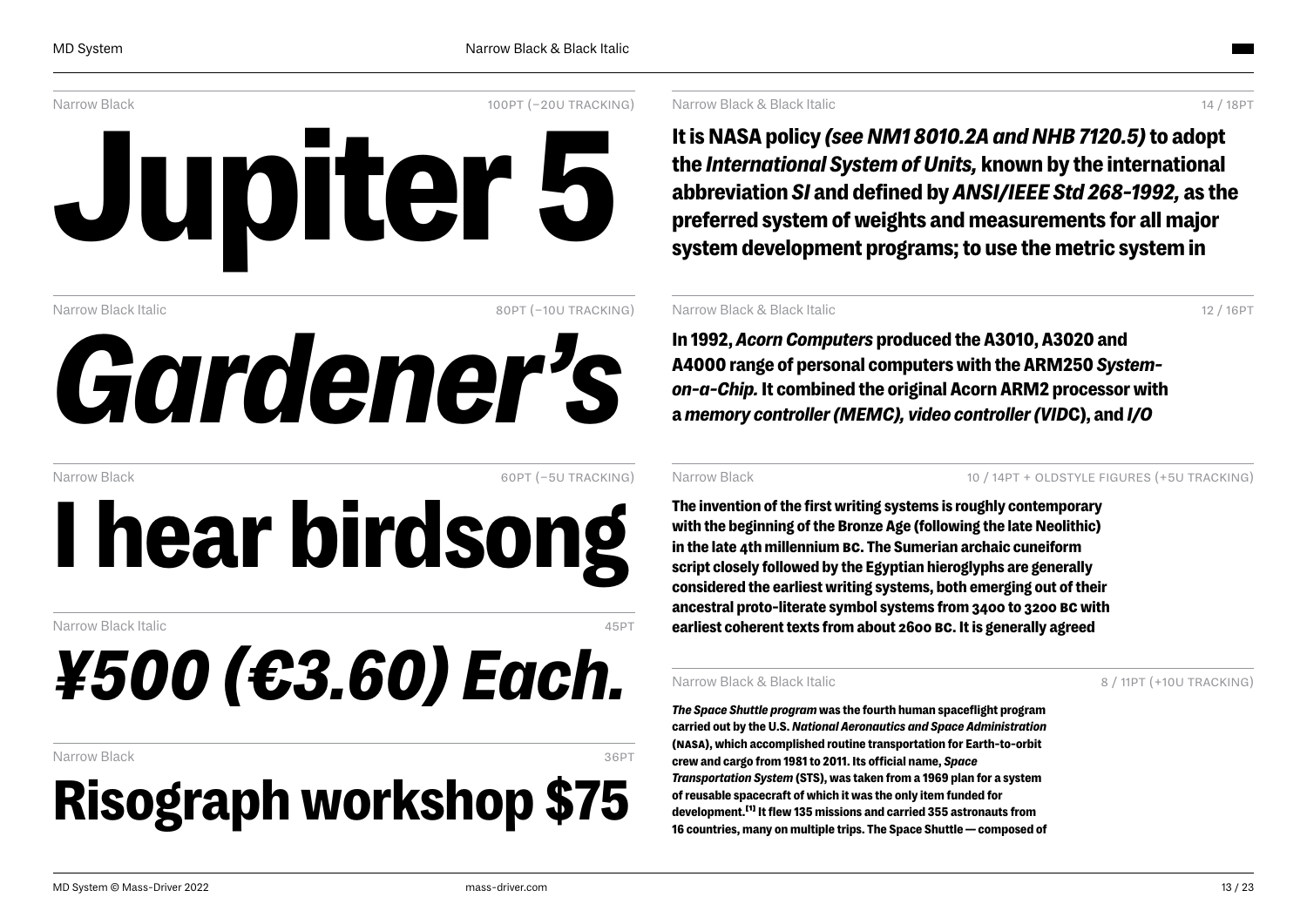Narrow Black — 100PT (−20U TRACKING)

# Jupiter 5

Narrow Black Italic — 80PT (−10U TRACKING)

# *Gardener’s*

Narrow Black — 60PT (−5U TRACKING)

# I hear birdsong

Narrow Black Italic — 45PT

## *¥500 (€3.60) Each.*

Narrow Black — 36PT

## Risograph workshop $75

Narrow Black & Black Italic — 14 / 18PT

**It is NASA policy *(see NM1 8010.2A and NHB 7120.5)* to adopt the *International System of Units,* known by the international abbreviation *SI* and defined by *ANSI/IEEE Std 268-1992,* as the preferred system of weights and measurements for all major system development programs; to use the metric system in**

Narrow Black & Black Italic — 12 / 16PT

**In 1992, *Acorn Computers* produced the A3010, A3020 and A4000 range of personal computers with the ARM250 *System-on-a-Chip.* It combined the original Acorn ARM2 processor with a *memory controller (MEMC), video controller (VID*C), and *I/O***

Narrow Black — 10 / 14PT + OLDSTYLE FIGURES (+5U TRACKING)

**The invention of the first writing systems is roughly contemporary with the beginning of the Bronze Age (following the late Neolithic) in the late 4th millennium BC. The Sumerian archaic cuneiform script closely followed by the Egyptian hieroglyphs are generally considered the earliest writing systems, both emerging out of their ancestral proto-literate symbol systems from 3400 to 3200 BC with earliest coherent texts from about 2600 BC. It is generally agreed**

Narrow Black & Black Italic — 8 / 11PT (+10U TRACKING)

***The Space Shuttle program* was the fourth human spaceflight program carried out by the U.S. *National Aeronautics and Space Administration* (NASA), which accomplished routine transportation for Earth-to-orbit crew and cargo from 1981 to 2011. Its official name, *Space Transportation System* (STS), was taken from a 1969 plan for a system of reusable spacecraft of which it was the only item funded for development.[1] It flew 135 missions and carried 355 astronauts from 16 countries, many on multiple trips. The Space Shuttle — composed of**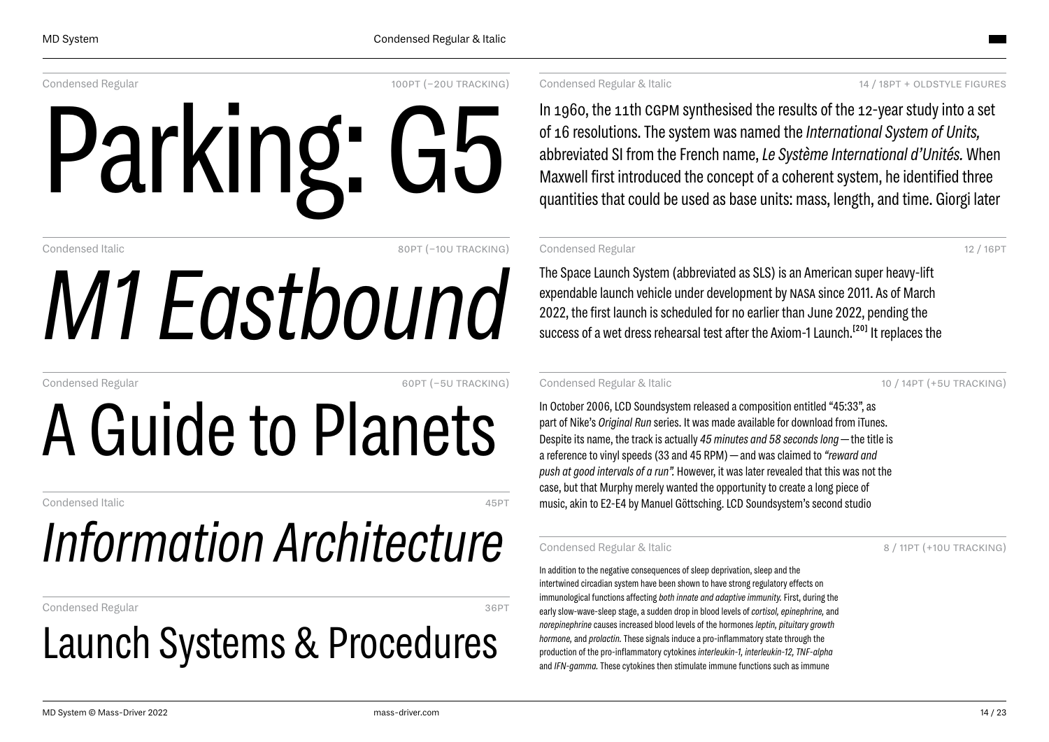Condensed Regular — 100PT (−20U TRACKING)

# Parking: G5

Condensed Italic — 80PT (−10U TRACKING)

# *M1 Eastbound*

Condensed Regular — 60PT (−5U TRACKING)

# A Guide to Planets

Condensed Italic — 45PT

# *Information Architecture*

Condensed Regular — 36PT

## Launch Systems & Procedures

Condensed Regular & Italic — 14 / 18PT + OLDSTYLE FIGURES

In 1960, the 11th CGPM synthesised the results of the 12-year study into a set of 16 resolutions. The system was named the *International System of Units,* abbreviated SI from the French name, *Le Système International d'Unités.* When Maxwell first introduced the concept of a coherent system, he identified three quantities that could be used as base units: mass, length, and time. Giorgi later

Condensed Regular — 12 / 16PT

The Space Launch System (abbreviated as SLS) is an American super heavy-lift expendable launch vehicle under development by NASA since 2011. As of March 2022, the first launch is scheduled for no earlier than June 2022, pending the success of a wet dress rehearsal test after the Axiom-1 Launch.[20] It replaces the

Condensed Regular & Italic — 10 / 14PT (+5U TRACKING)

In October 2006, LCD Soundsystem released a composition entitled "45:33", as part of Nike's *Original Run* series. It was made available for download from iTunes. Despite its name, the track is actually *45 minutes and 58 seconds long*—the title is a reference to vinyl speeds (33 and 45 RPM)—and was claimed to *"reward and push at good intervals of a run".* However, it was later revealed that this was not the case, but that Murphy merely wanted the opportunity to create a long piece of music, akin to E2-E4 by Manuel Göttsching. LCD Soundsystem's second studio

Condensed Regular & Italic — 8 / 11PT (+10U TRACKING)

In addition to the negative consequences of sleep deprivation, sleep and the intertwined circadian system have been shown to have strong regulatory effects on immunological functions affecting *both innate and adaptive immunity.* First, during the early slow-wave-sleep stage, a sudden drop in blood levels of *cortisol, epinephrine,* and *norepinephrine* causes increased blood levels of the hormones *leptin, pituitary growth hormone,* and *prolactin.* These signals induce a pro-inflammatory state through the production of the pro-inflammatory cytokines *interleukin-1, interleukin-12, TNF-alpha* and *IFN-gamma.* These cytokines then stimulate immune functions such as immune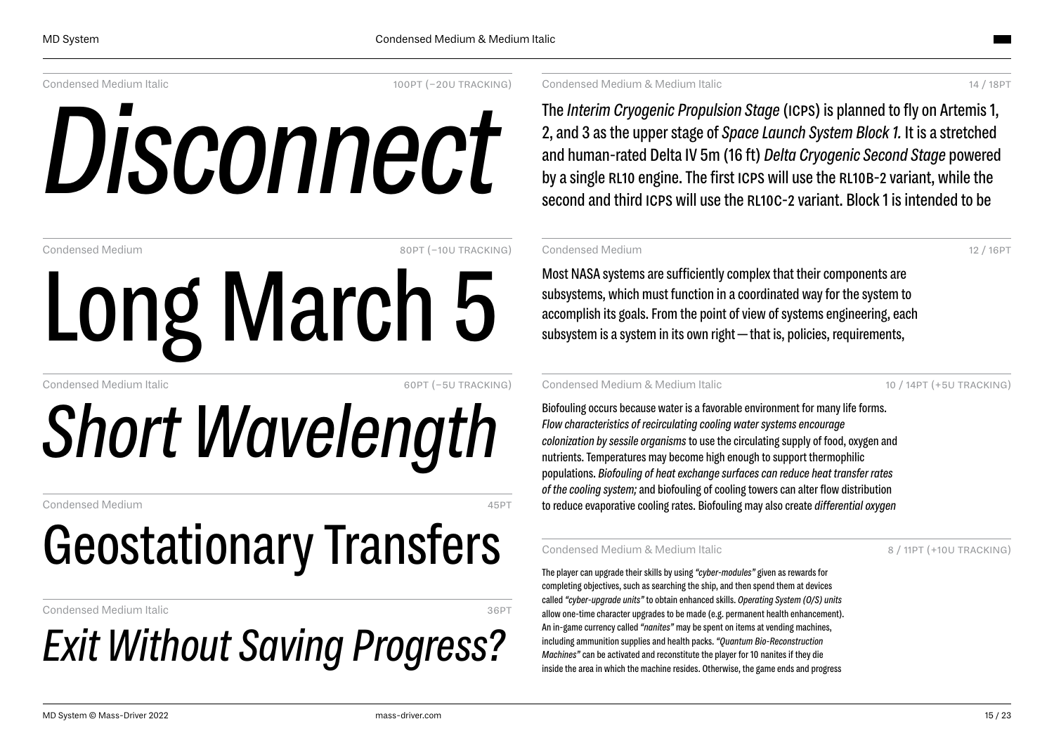Condensed Medium Italic — 100PT (−20U TRACKING)

*Disconnect*

Condensed Medium — 80PT (−10U TRACKING)

Long March 5

Condensed Medium Italic — 60PT (−5U TRACKING)

*Short Wavelength*

Condensed Medium — 45PT

Geostationary Transfers

Condensed Medium Italic — 36PT

*Exit Without Saving Progress?*

Condensed Medium & Medium Italic — 14 / 18PT

The *Interim Cryogenic Propulsion Stage* (ICPS) is planned to fly on Artemis 1, 2, and 3 as the upper stage of *Space Launch System Block 1.* It is a stretched and human-rated Delta IV 5m (16 ft) *Delta Cryogenic Second Stage* powered by a single RL10 engine. The first ICPS will use the RL10B-2 variant, while the second and third ICPS will use the RL10C-2 variant. Block 1 is intended to be

Condensed Medium — 12 / 16PT

Most NASA systems are sufficiently complex that their components are subsystems, which must function in a coordinated way for the system to accomplish its goals. From the point of view of systems engineering, each subsystem is a system in its own right — that is, policies, requirements,

Condensed Medium & Medium Italic — 10 / 14PT (+5U TRACKING)

Biofouling occurs because water is a favorable environment for many life forms. *Flow characteristics of recirculating cooling water systems encourage colonization by sessile organisms* to use the circulating supply of food, oxygen and nutrients. Temperatures may become high enough to support thermophilic populations. *Biofouling of heat exchange surfaces can reduce heat transfer rates of the cooling system;* and biofouling of cooling towers can alter flow distribution to reduce evaporative cooling rates. Biofouling may also create *differential oxygen*

Condensed Medium & Medium Italic — 8 / 11PT (+10U TRACKING)

The player can upgrade their skills by using *"cyber-modules"* given as rewards for completing objectives, such as searching the ship, and then spend them at devices called *"cyber-upgrade units"* to obtain enhanced skills. *Operating System (O/S) units* allow one-time character upgrades to be made (e.g. permanent health enhancement). An in-game currency called *"nanites"* may be spent on items at vending machines, including ammunition supplies and health packs. *"Quantum Bio-Reconstruction Machines"* can be activated and reconstitute the player for 10 nanites if they die inside the area in which the machine resides. Otherwise, the game ends and progress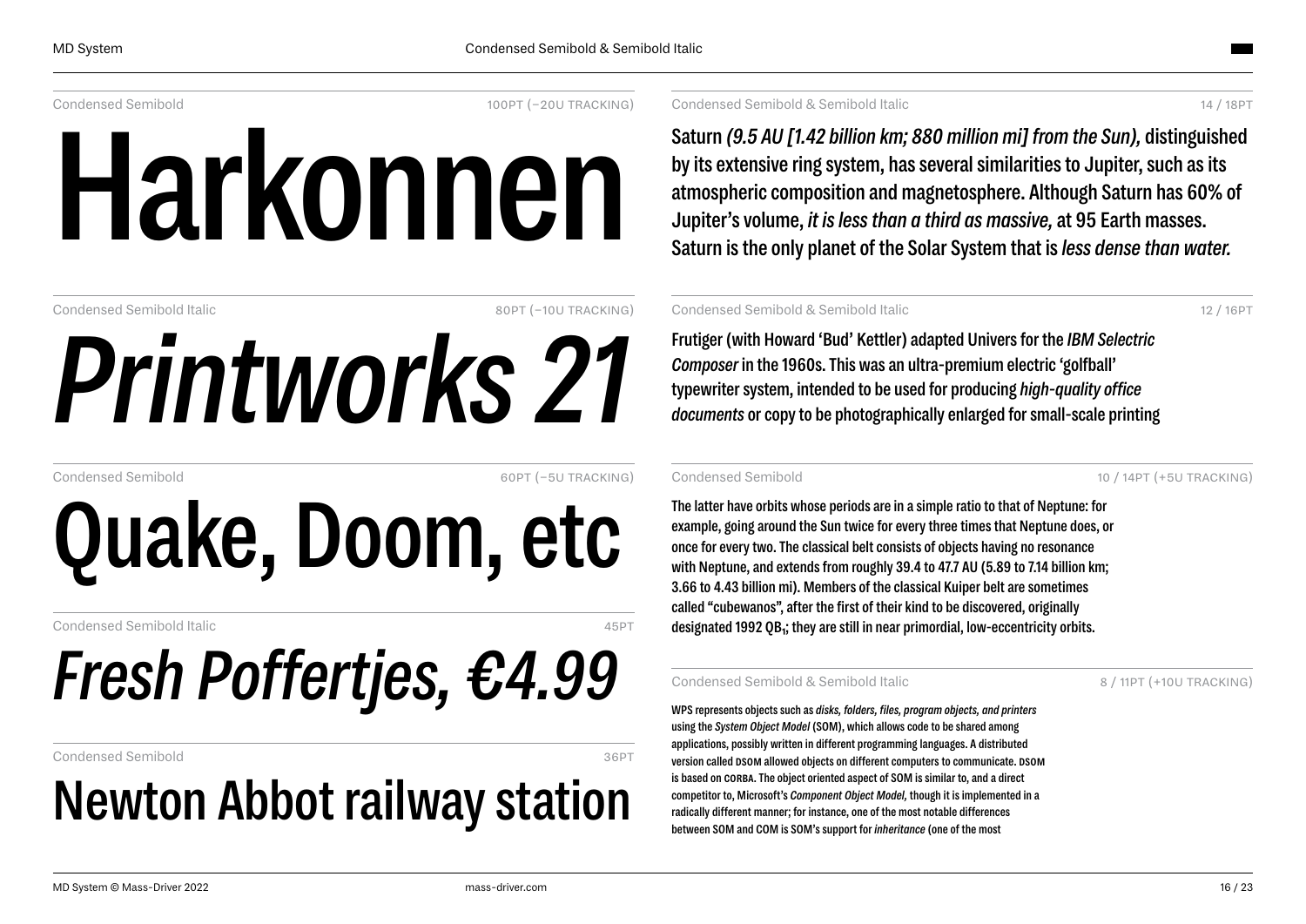Condensed Semibold — 100PT (−20U TRACKING)

# Harkonnen

Condensed Semibold Italic — 80PT (−10U TRACKING)

# *Printworks 21*

Condensed Semibold — 60PT (−5U TRACKING)

# Quake, Doom, etc

Condensed Semibold Italic — 45PT

## *Fresh Poffertjes, €4.99*

Condensed Semibold — 36PT

## Newton Abbot railway station

Condensed Semibold & Semibold Italic — 14 / 18PT

Saturn *(9.5 AU [1.42 billion km; 880 million mi] from the Sun),* distinguished by its extensive ring system, has several similarities to Jupiter, such as its atmospheric composition and magnetosphere. Although Saturn has 60% of Jupiter's volume, *it is less than a third as massive,* at 95 Earth masses. Saturn is the only planet of the Solar System that is *less dense than water.*

Condensed Semibold & Semibold Italic — 12 / 16PT

Frutiger (with Howard 'Bud' Kettler) adapted Univers for the *IBM Selectric Composer* in the 1960s. This was an ultra-premium electric 'golfball' typewriter system, intended to be used for producing *high-quality office documents* or copy to be photographically enlarged for small-scale printing

Condensed Semibold — 10 / 14PT (+5U TRACKING)

The latter have orbits whose periods are in a simple ratio to that of Neptune: for example, going around the Sun twice for every three times that Neptune does, or once for every two. The classical belt consists of objects having no resonance with Neptune, and extends from roughly 39.4 to 47.7 AU (5.89 to 7.14 billion km; 3.66 to 4.43 billion mi). Members of the classical Kuiper belt are sometimes called "cubewanos", after the first of their kind to be discovered, originally designated 1992 $QB_1$; they are still in near primordial, low-eccentricity orbits.

Condensed Semibold & Semibold Italic — 8 / 11PT (+10U TRACKING)

WPS represents objects such as *disks, folders, files, program objects, and printers* using the *System Object Model* (SOM), which allows code to be shared among applications, possibly written in different programming languages. A distributed version called DSOM allowed objects on different computers to communicate. DSOM is based on CORBA. The object oriented aspect of SOM is similar to, and a direct competitor to, Microsoft's *Component Object Model,* though it is implemented in a radically different manner; for instance, one of the most notable differences between SOM and COM is SOM's support for *inheritance* (one of the most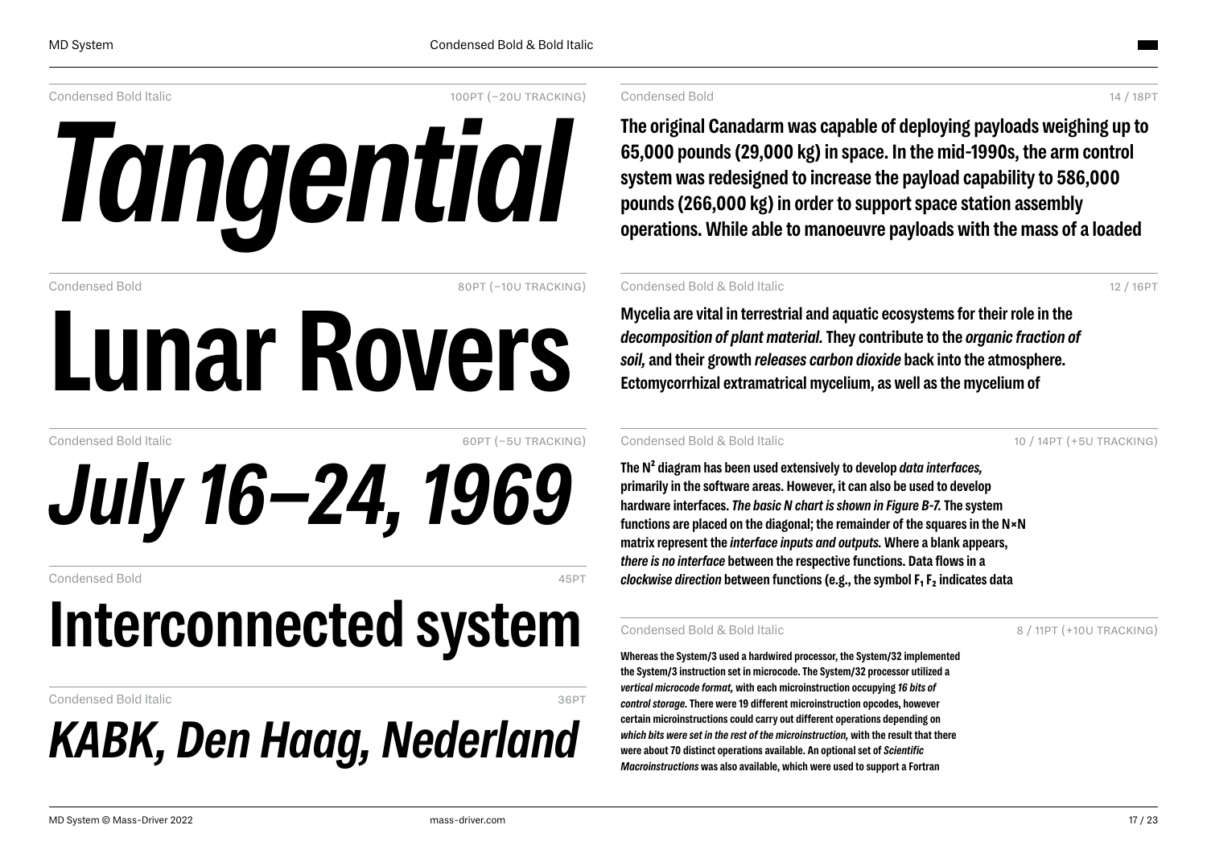Condensed Bold Italic — 100PT (−20U TRACKING)

# *Tangential*

Condensed Bold — 80PT (−10U TRACKING)

# Lunar Rovers

Condensed Bold Italic — 60PT (−5U TRACKING)

# *July 16–24, 1969*

Condensed Bold — 45PT

## Interconnected system

Condensed Bold Italic — 36PT

## *KABK, Den Haag, Nederland*

Condensed Bold — 14 / 18PT

**The original Canadarm was capable of deploying payloads weighing up to 65,000 pounds (29,000 kg) in space. In the mid-1990s, the arm control system was redesigned to increase the payload capability to 586,000 pounds (266,000 kg) in order to support space station assembly operations. While able to manoeuvre payloads with the mass of a loaded**

Condensed Bold & Bold Italic — 12 / 16PT

**Mycelia are vital in terrestrial and aquatic ecosystems for their role in the *decomposition of plant material.* They contribute to the *organic fraction of soil,* and their growth *releases carbon dioxide* back into the atmosphere. Ectomycorrhizal extramatrical mycelium, as well as the mycelium of**

Condensed Bold & Bold Italic — 10 / 14PT (+5U TRACKING)

**The $N^2$ diagram has been used extensively to develop *data interfaces,* primarily in the software areas. However, it can also be used to develop hardware interfaces. *The basic N chart is shown in Figure B-7.* The system functions are placed on the diagonal; the remainder of the squares in the N×N matrix represent the *interface inputs and outputs.* Where a blank appears, *there is no interface* between the respective functions. Data flows in a *clockwise direction* between functions (e.g., the symbol $F_1$ $F_2$ indicates data**

Condensed Bold & Bold Italic — 8 / 11PT (+10U TRACKING)

**Whereas the System/3 used a hardwired processor, the System/32 implemented the System/3 instruction set in microcode. The System/32 processor utilized a *vertical microcode format,* with each microinstruction occupying *16 bits of control storage.* There were 19 different microinstruction opcodes, however certain microinstructions could carry out different operations depending on *which bits were set in the rest of the microinstruction,* with the result that there were about 70 distinct operations available. An optional set of *Scientific Macroinstructions* was also available, which were used to support a Fortran**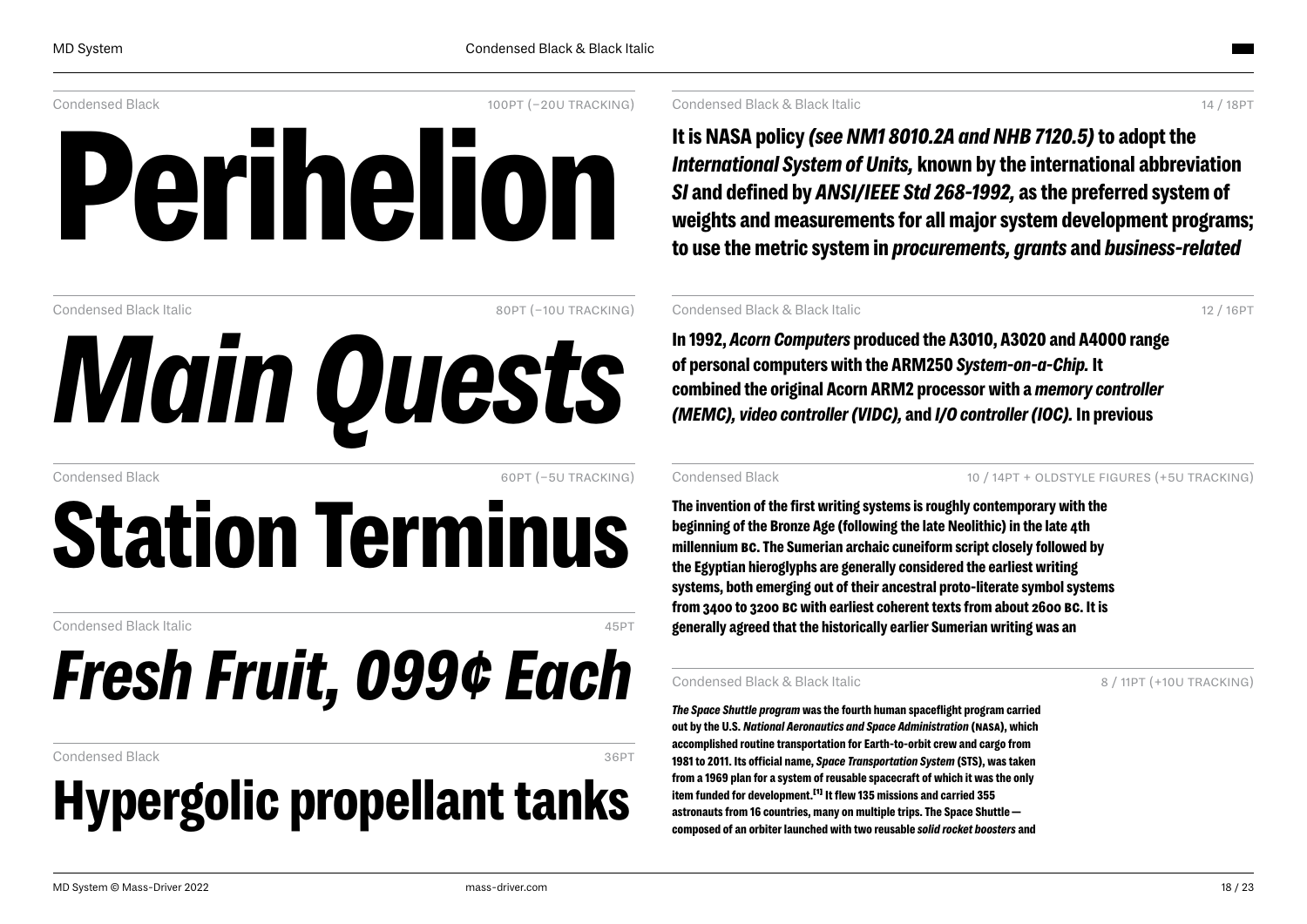Condensed Black — 100PT (−20U TRACKING)

# Perihelion

Condensed Black Italic — 80PT (−10U TRACKING)

# *Main Quests*

Condensed Black — 60PT (−5U TRACKING)

# Station Terminus

Condensed Black Italic — 45PT

# *Fresh Fruit, 099¢ Each*

Condensed Black — 36PT

# Hypergolic propellant tanks

Condensed Black & Black Italic — 14 / 18PT

**It is NASA policy *(see NMI 8010.2A and NHB 7120.5)* to adopt the *International System of Units,* known by the international abbreviation *SI* and defined by *ANSI/IEEE Std 268-1992,* as the preferred system of weights and measurements for all major system development programs; to use the metric system in *procurements, grants* and *business-related***

Condensed Black & Black Italic — 12 / 16PT

**In 1992, *Acorn Computers* produced the A3010, A3020 and A4000 range of personal computers with the ARM250 *System-on-a-Chip.* It combined the original Acorn ARM2 processor with a *memory controller (MEMC), video controller (VIDC),* and *I/O controller (IOC).* In previous**

Condensed Black — 10 / 14PT + OLDSTYLE FIGURES (+5U TRACKING)

**The invention of the first writing systems is roughly contemporary with the beginning of the Bronze Age (following the late Neolithic) in the late 4th millennium BC. The Sumerian archaic cuneiform script closely followed by the Egyptian hieroglyphs are generally considered the earliest writing systems, both emerging out of their ancestral proto-literate symbol systems from 3400 to 3200 BC with earliest coherent texts from about 2600 BC. It is generally agreed that the historically earlier Sumerian writing was an**

Condensed Black & Black Italic — 8 / 11PT (+10U TRACKING)

***The Space Shuttle program* was the fourth human spaceflight program carried out by the U.S. *National Aeronautics and Space Administration* (NASA), which accomplished routine transportation for Earth-to-orbit crew and cargo from 1981 to 2011. Its official name, *Space Transportation System* (STS), was taken from a 1969 plan for a system of reusable spacecraft of which it was the only item funded for development.[1] It flew 135 missions and carried 355 astronauts from 16 countries, many on multiple trips. The Space Shuttle — composed of an orbiter launched with two reusable *solid rocket boosters* and**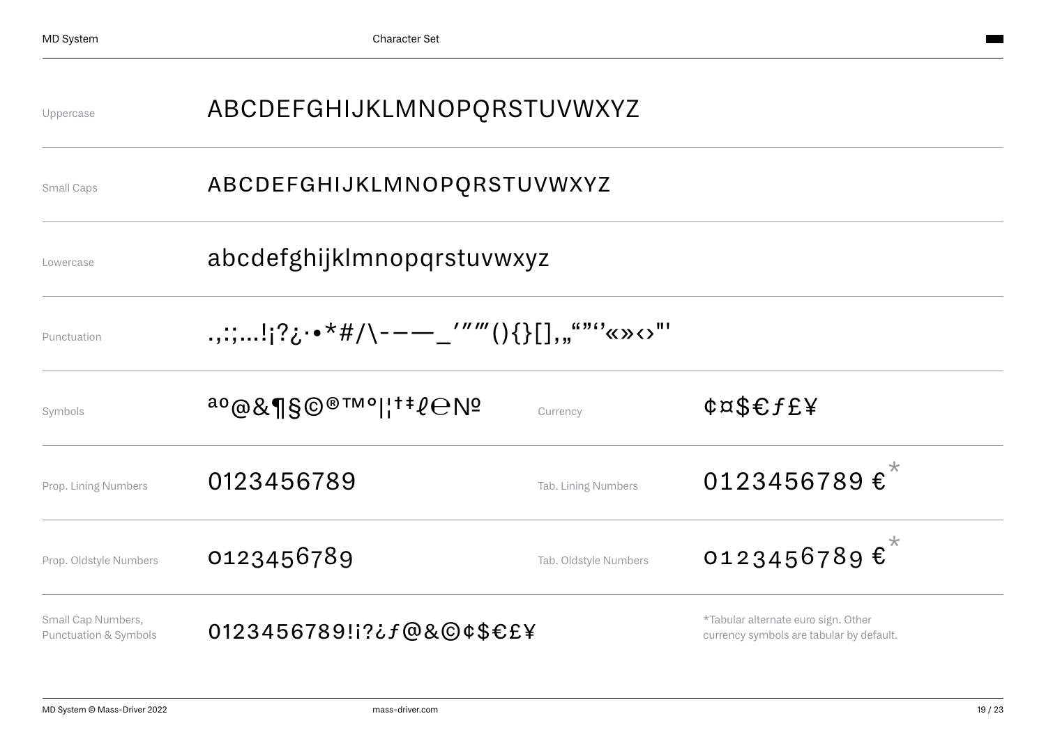| | | | |
|---|---|---|---|
| Uppercase | ABCDEFGHIJKLMNOPQRSTUVWXYZ | | |
| Small Caps | ABCDEFGHIJKLMNOPQRSTUVWXYZ | | |
| Lowercase | abcdefghijklmnopqrstuvwxyz | | |
| Punctuation | .,:;…!¡?¿·•*#/\-–—_′″‴(){}[],„“”‘’«»‹›"' | | |
| Symbols | ªº@&¶§©®™°\|¦†‡ℓ℮№ | Currency | ¢¤$€ƒ£¥ |
| Prop. Lining Numbers | 0123456789 | Tab. Lining Numbers | 0123456789 €* |
| Prop. Oldstyle Numbers | 0123456789 | Tab. Oldstyle Numbers | 0123456789 €* |
| Small Cap Numbers, Punctuation & Symbols | 0123456789!i?¿ƒ@&©¢$€£¥ | | *Tabular alternate euro sign. Other currency symbols are tabular by default. |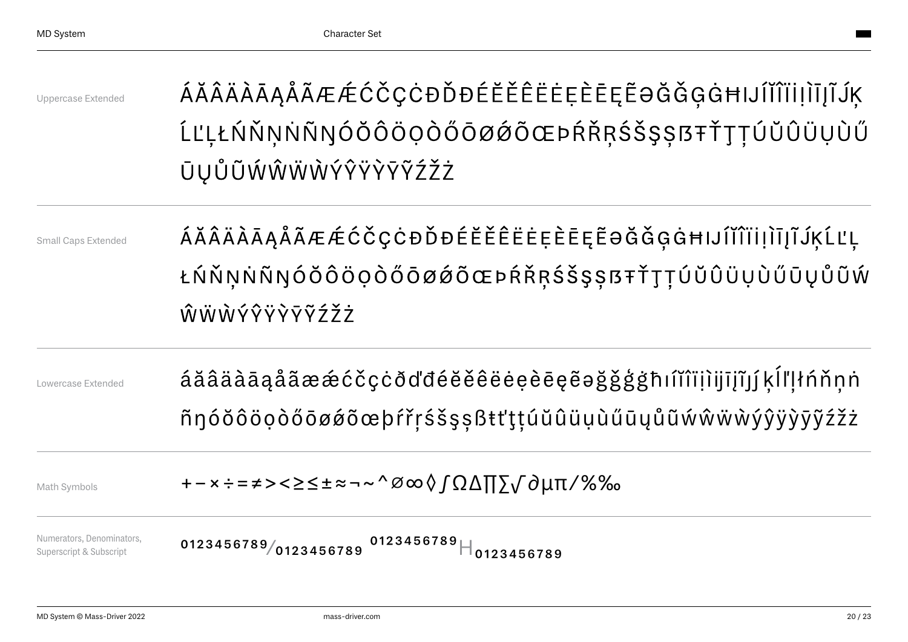## Character Set

| | |
|---|---|
| Uppercase Extended | ÁĂÂÄÀĀĄÅÃÆǼĆČÇĊĐĎĐÉĔĚÊËĖẸÈĒĘẼƏĞǦĢĠĦIJÍĬÎÏİỊÌĪĮĨĴĶĹĽĻŁŃŇŅṄÑŊÓŎÔÖỌÒŐŌØǾÕŒÞŔŘŖŚŠŞȘẞŦŤŢȚÚŬÛÜỤÙŰŪŲŮŨẂŴẄẀÝŶŸỲȲỸŹŽŻ |
| Small Caps Extended | ÁĂÂÄÀĀĄÅÃÆǼĆČÇĊĐĎĐÉĔĚÊËĖẸÈĒĘẼƏĞǦĢĠĦIJÍĬÎÏİỊÌĪĮĨĴĶĹĽĻŁŃŇŅṄÑŊÓŎÔÖỌÒŐŌØǾÕŒÞŔŘŖŚŠŞȘẞŦŤŢȚÚŬÛÜỤÙŰŪŲŮŨẂŴẄẀÝŶŸỲȲỸŹŽŻ |
| Lowercase Extended | áăâäàāąåãæǽćčçċðďđéĕěêëėẹèēęẽəğǧģġħıíĭîïiịìijīįĩȷĵķĺľļłńňņṅñŋóŏôöọòőōøǿõœþŕřŗśšşșßŧťţțúŭûüụùűūųůũẃŵẅẁýŷÿỳȳỹźžż |
| Math Symbols | + − × ÷ = ≠ > < ≥ ≤ ± ≈ ¬ ~ ^ ∅ ∞ ◊ ∫ Ω ∆ ∏ ∑ √ ∂ µ π ∕ % ‰ |
| Numerators, Denominators, Superscript & Subscript | $^{0123456789}/_{0123456789}$ $H^{0123456789}H_{0123456789}$ |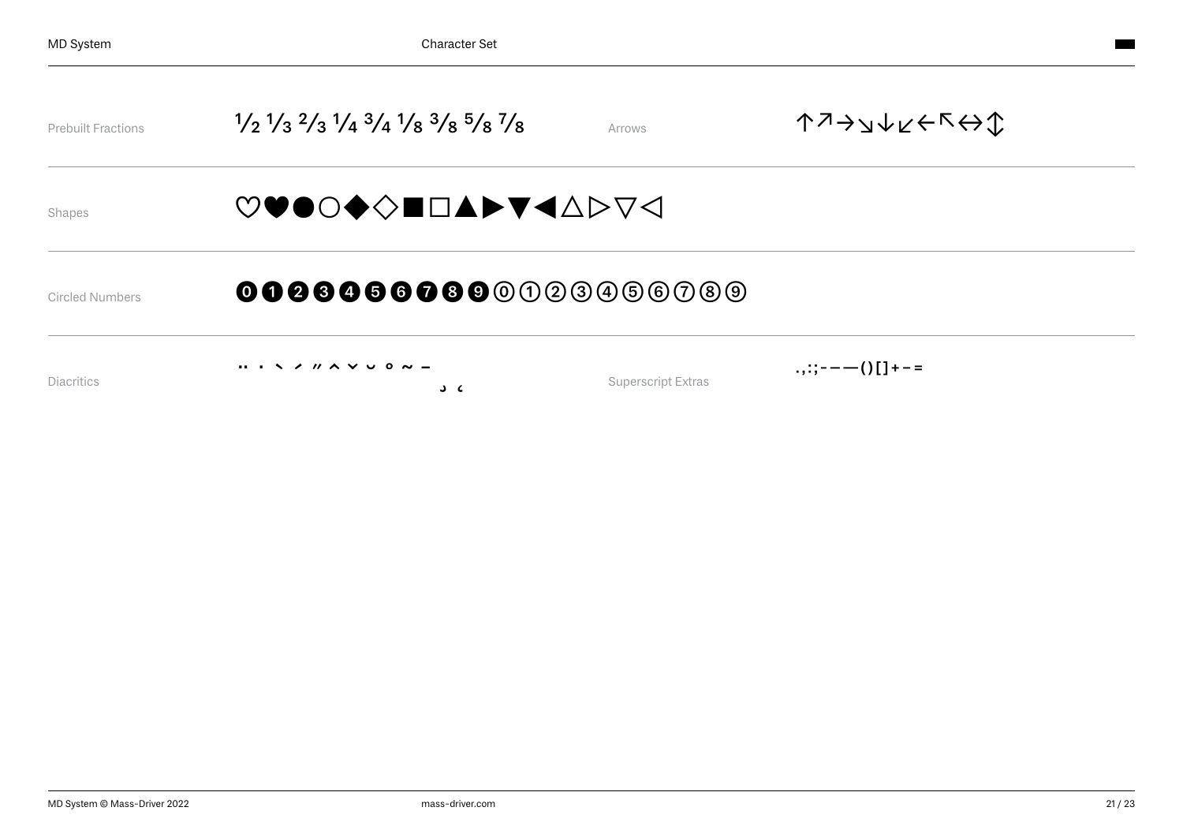| | | | |
|---|---|---|---|
| Prebuilt Fractions | ½ ⅓ ⅔ ¼ ¾ ⅛ ⅜ ⅝ ⅞ | Arrows | ↑↗→↘↓↙←↖↔↕ |
| Shapes | ♡♥●○◆◇■□▲▶▼◀△▷▽◁ | | |
| Circled Numbers | ⓿❶❷❸❹❺❻❼❽❾⓪①②③④⑤⑥⑦⑧⑨ | | |
| Diacritics | ¨ ˙ ` ´ ˝ ˆ ˇ ˘ ˚ ˜ ¯ ¸ ˛ | Superscript Extras | .,:;-–—()[]+-= |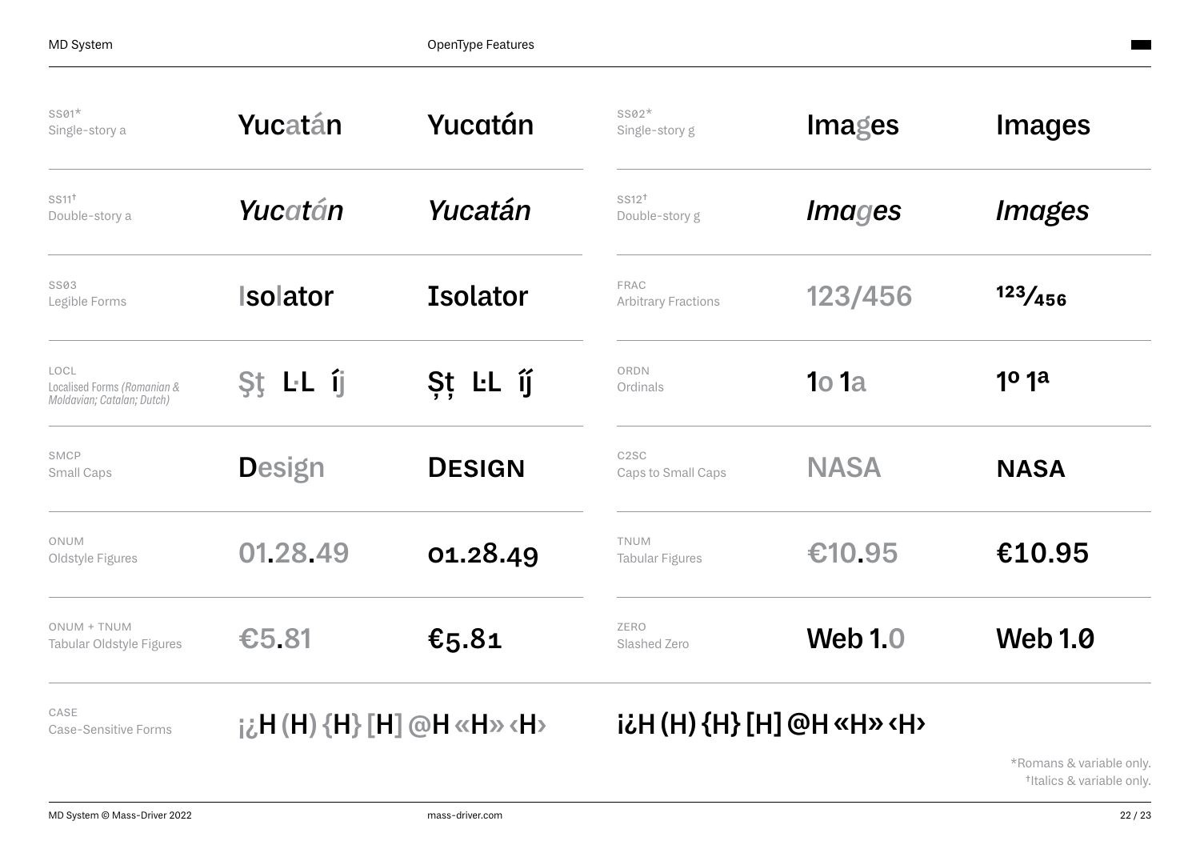# OpenType Features

| Feature | Default | Applied | Feature | Default | Applied |
|---|---|---|---|---|---|
| SS01* Single-story a | Yucatán | Yucatán | SS02* Single-story g | Images | Images |
| SS11† Double-story a | *Yucatán* | *Yucatán* | SS12† Double-story g | *Images* | *Images* |
| SS03 Legible Forms | Isolator | Isolator | FRAC Arbitrary Fractions | 123/456 | 123⁄456 |
| LOCL Localised Forms *(Romanian & Moldavian; Catalan; Dutch)* | Şţ L·L íj | Șț L·L íj́ | ORDN Ordinals | 1o 1a | 1º 1ª |
| SMCP Small Caps | Design | DESIGN | C2SC Caps to Small Caps | NASA | NASA |
| ONUM Oldstyle Figures | 01.28.49 | 01.28.49 | TNUM Tabular Figures | €10.95 | €10.95 |
| ONUM + TNUM Tabular Oldstyle Figures | €5.81 | €5.81 | ZERO Slashed Zero | Web 1.0 | Web 1.0 |

CASE
Case-Sensitive Forms

¡¿H (H) {H} [H] @H «H» ‹H›

¡¿H (H) {H} [H] @H «H» ‹H›

*Romans & variable only.
†Italics & variable only.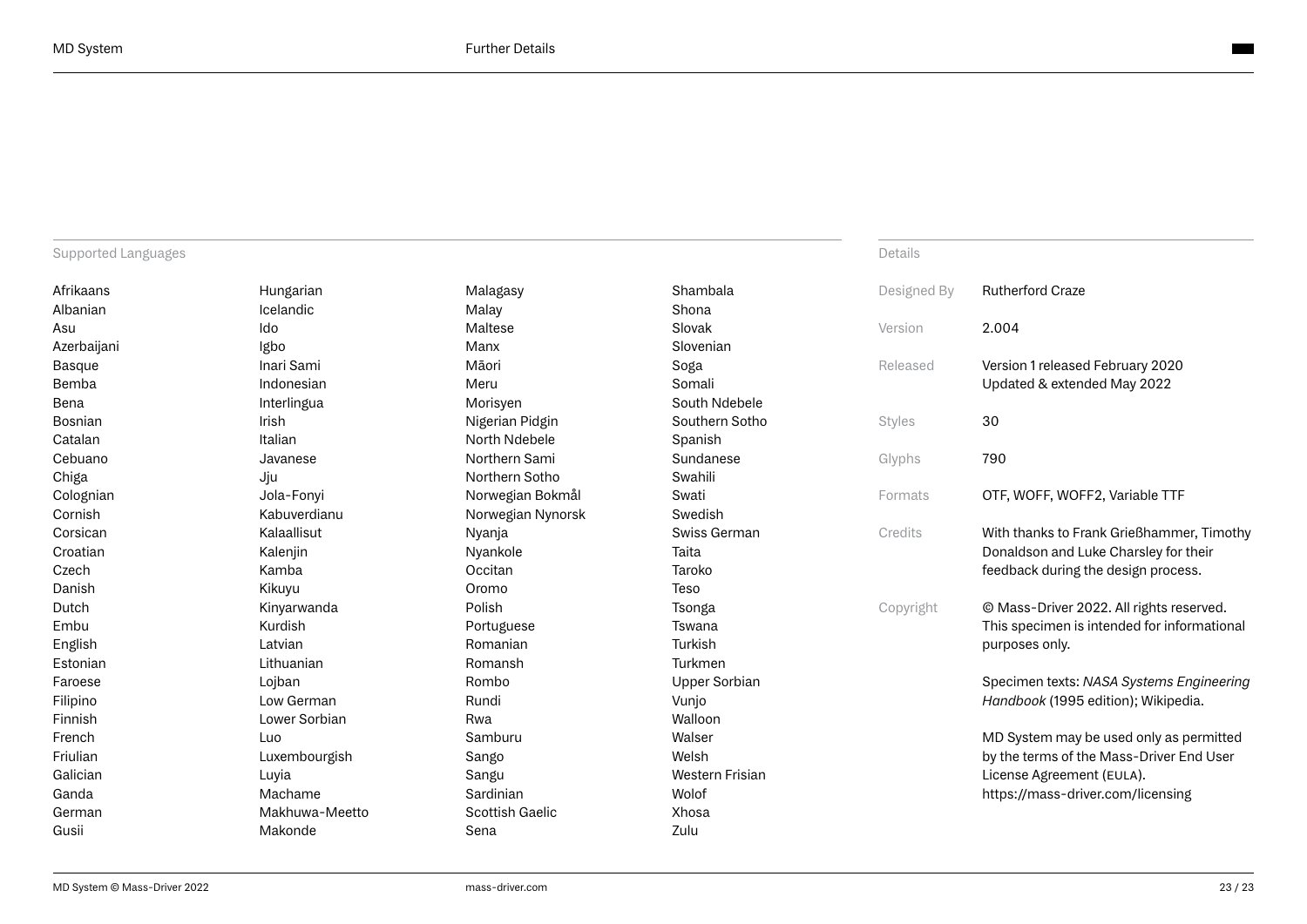## Supported Languages

Afrikaans
Albanian
Asu
Azerbaijani
Basque
Bemba
Bena
Bosnian
Catalan
Cebuano
Chiga
Colognian
Cornish
Corsican
Croatian
Czech
Danish
Dutch
Embu
English
Estonian
Faroese
Filipino
Finnish
French
Friulian
Galician
Ganda
German
Gusii
Hungarian
Icelandic
Ido
Igbo
Inari Sami
Indonesian
Interlingua
Irish
Italian
Javanese
Jju
Jola-Fonyi
Kabuverdianu
Kalaallisut
Kalenjin
Kamba
Kikuyu
Kinyarwanda
Kurdish
Latvian
Lithuanian
Lojban
Low German
Lower Sorbian
Luo
Luxembourgish
Luyia
Machame
Makhuwa-Meetto
Makonde
Malagasy
Malay
Maltese
Manx
Māori
Meru
Morisyen
Nigerian Pidgin
North Ndebele
Northern Sami
Northern Sotho
Norwegian Bokmål
Norwegian Nynorsk
Nyanja
Nyankole
Occitan
Oromo
Polish
Portuguese
Romanian
Romansh
Rombo
Rundi
Rwa
Samburu
Sango
Sangu
Sardinian
Scottish Gaelic
Sena
Shambala
Shona
Slovak
Slovenian
Soga
Somali
South Ndebele
Southern Sotho
Spanish
Sundanese
Swahili
Swati
Swedish
Swiss German
Taita
Taroko
Teso
Tsonga
Tswana
Turkish
Turkmen
Upper Sorbian
Vunjo
Walloon
Walser
Welsh
Western Frisian
Wolof
Xhosa
Zulu

## Details

| | |
|---|---|
| Designed By | Rutherford Craze |
| Version | 2.004 |
| Released | Version 1 released February 2020<br>Updated & extended May 2022 |
| Styles | 30 |
| Glyphs | 790 |
| Formats | OTF, WOFF, WOFF2, Variable TTF |
| Credits | With thanks to Frank Grießhammer, Timothy Donaldson and Luke Charsley for their feedback during the design process. |
| Copyright | © Mass-Driver 2022. All rights reserved. This specimen is intended for informational purposes only.<br><br>Specimen texts: *NASA Systems Engineering Handbook* (1995 edition); Wikipedia.<br><br>MD System may be used only as permitted by the terms of the Mass-Driver End User License Agreement (EULA). https://mass-driver.com/licensing |